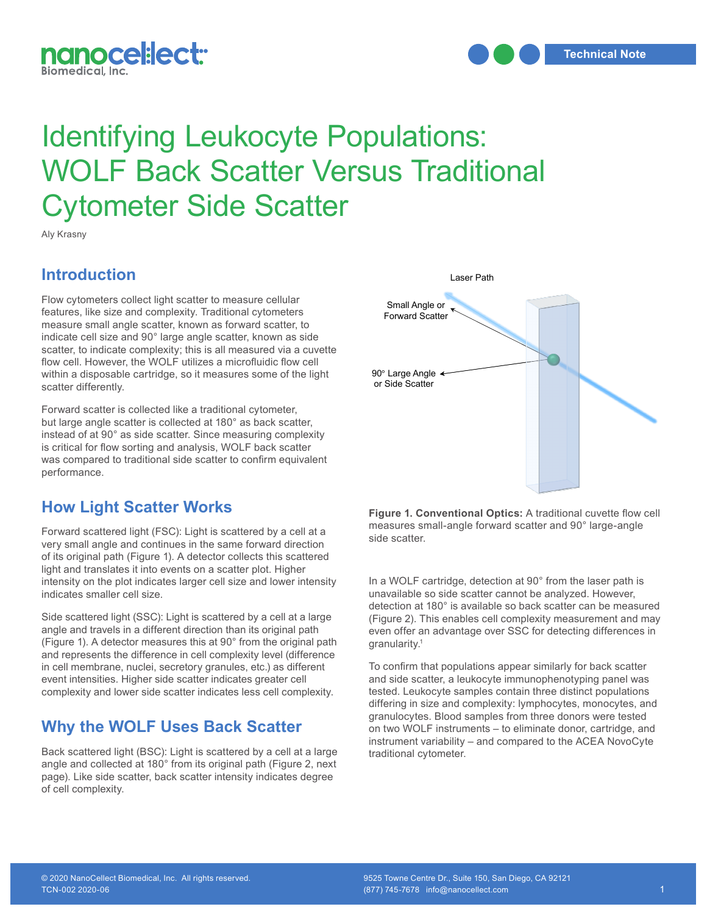# Identifying Leukocyte Populations: WOLF Back Scatter Versus Traditional Cytometer Side Scatter

Aly Krasny

## Introduction

Flow cytometers collect light scatter to measure cellular features, like size and complexity. Traditional cytometers measure small angle scatter, known as forward scatter, to indicate cell size and 90° large angle scatter, known as side scatter, to indicate complexity; this is all measured via a cuvette flow cell. However, the WOLF utilizes a microfluidic flow cell within a disposable cartridge, so it measures some of the light scatter differently.

Forward scatter is collected like a traditional cytometer, but large angle scatter is collected at 180° as back scatter, instead of at 90° as side scatter. Since measuring complexity is critical for flow sorting and analysis, WOLF back scatter was compared to traditional side scatter to confirm equivalent performance.

## How Light Scatter Works

Forward scattered light (FSC): Light is scattered by a cell at a very small angle and continues in the same forward direction of its original path (Figure 1). A detector collects this scattered light and translates it into events on a scatter plot. Higher intensity on the plot indicates larger cell size and lower intensity indicates smaller cell size.

Side scattered light (SSC): Light is scattered by a cell at a large angle and travels in a different direction than its original path (Figure 1). A detector measures this at 90° from the original path and represents the difference in cell complexity level (difference in cell membrane, nuclei, secretory granules, etc.) as different event intensities. Higher side scatter indicates greater cell complexity and lower side scatter indicates less cell complexity.

## Why the WOLF Uses Back Scatter

Back scattered light (BSC): Light is scattered by a cell at a large angle and collected at 180° from its original path (Figure 2, next page). Like side scatter, back scatter intensity indicates degree of cell complexity.

Laser Path

Small Angle or Forward Scatter

90° Large Angle or Side Scatter

**Figure 1. Conventional Optics:** A traditional cuvette flow cell measures small-angle forward scatter and 90° large-angle side scatter.

In a WOLF cartridge, detection at 90° from the laser path is unavailable so side scatter cannot be analyzed. However, detection at 180° is available so back scatter can be measured (Figure 2). This enables cell complexity measurement and may even offer an advantage over SSC for detecting differences in granularity.[1]

To confirm that populations appear similarly for back scatter and side scatter, a leukocyte immunophenotyping panel was tested. Leukocyte samples contain three distinct populations differing in size and complexity: lymphocytes, monocytes, and granulocytes. Blood samples from three donors were tested on two WOLF instruments – to eliminate donor, cartridge, and instrument variability – and compared to the ACEA NovoCyte traditional cytometer.

© 2020 NanoCellect Biomedical, Inc. All rights reserved.
TCN-002 2020-06

9525 Towne Centre Dr., Suite 150, San Diego, CA 92121
(877) 745-7678 info@nanocellect.com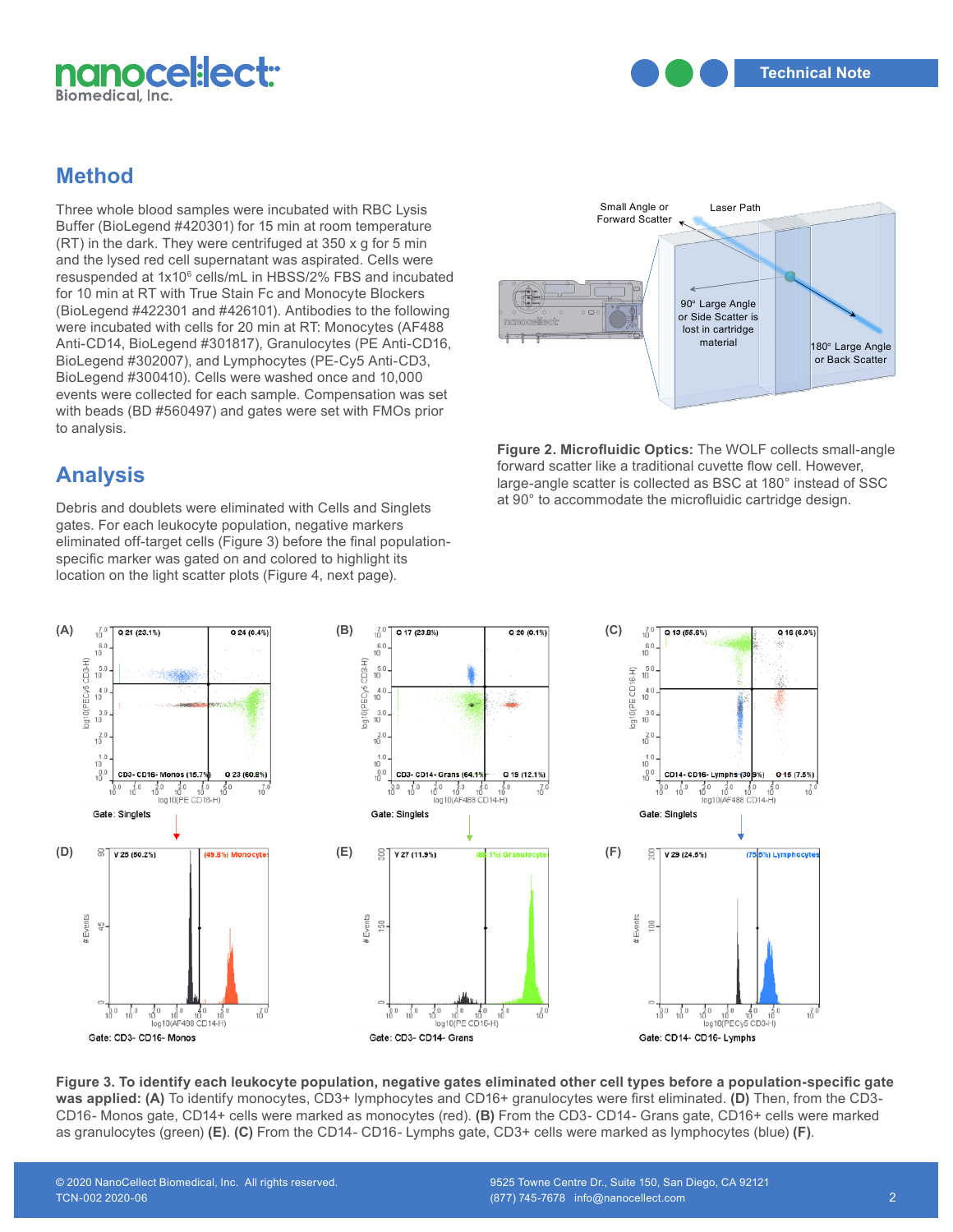## Method

Three whole blood samples were incubated with RBC Lysis Buffer (BioLegend #420301) for 15 min at room temperature (RT) in the dark. They were centrifuged at 350 x g for 5 min and the lysed red cell supernatant was aspirated. Cells were resuspended at $1 \times 10^6$ cells/mL in HBSS/2% FBS and incubated for 10 min at RT with True Stain Fc and Monocyte Blockers (BioLegend #422301 and #426101). Antibodies to the following were incubated with cells for 20 min at RT: Monocytes (AF488 Anti-CD14, BioLegend #301817), Granulocytes (PE Anti-CD16, BioLegend #302007), and Lymphocytes (PE-Cy5 Anti-CD3, BioLegend #300410). Cells were washed once and 10,000 events were collected for each sample. Compensation was set with beads (BD #560497) and gates were set with FMOs prior to analysis.

**Figure 2. Microfluidic Optics:** The WOLF collects small-angle forward scatter like a traditional cuvette flow cell. However, large-angle scatter is collected as BSC at 180° instead of SSC at 90° to accommodate the microfluidic cartridge design.

## Analysis

Debris and doublets were eliminated with Cells and Singlets gates. For each leukocyte population, negative markers eliminated off-target cells (Figure 3) before the final population-specific marker was gated on and colored to highlight its location on the light scatter plots (Figure 4, next page).

**Figure 3. To identify each leukocyte population, negative gates eliminated other cell types before a population-specific gate was applied: (A)** To identify monocytes, CD3+ lymphocytes and CD16+ granulocytes were first eliminated. **(D)** Then, from the CD3- CD16- Monos gate, CD14+ cells were marked as monocytes (red). **(B)** From the CD3- CD14- Grans gate, CD16+ cells were marked as granulocytes (green) **(E)**. **(C)** From the CD14- CD16- Lymphs gate, CD3+ cells were marked as lymphocytes (blue) **(F)**.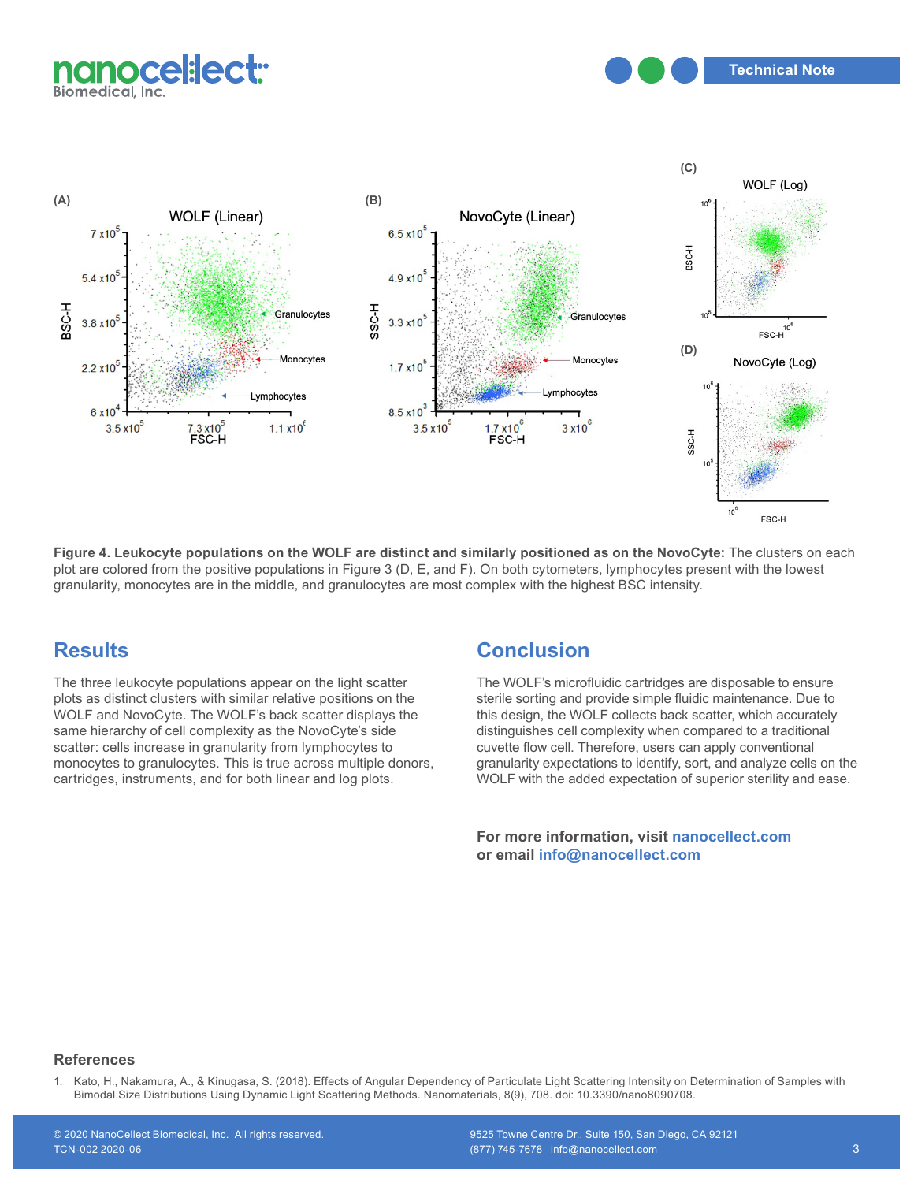(A)

WOLF (Linear)

7 x10$^5$

5.4 x10$^5$

3.8 x10$^5$

2.2 x10$^5$

6 x10$^4$

BSC-H

3.5 x10$^5$ 7.3 x10$^5$ 1.1 x10$^6$

FSC-H

Granulocytes

Monocytes

Lymphocytes

(B)

NovoCyte (Linear)

6.5 x10$^5$

4.9 x10$^5$

3.3 x10$^5$

1.7 x10$^5$

8.5 x10$^3$

SSC-H

3.5 x10$^5$ 1.7 x10$^6$ 3 x10$^6$

FSC-H

Granulocytes

Monocytes

Lymphocytes

(C)

WOLF (Log)

10$^6$

10$^5$

BSC-H

10$^6$

FSC-H

(D)

NovoCyte (Log)

10$^6$

10$^5$

SSC-H

10$^6$

FSC-H

**Figure 4. Leukocyte populations on the WOLF are distinct and similarly positioned as on the NovoCyte:** The clusters on each plot are colored from the positive populations in Figure 3 (D, E, and F). On both cytometers, lymphocytes present with the lowest granularity, monocytes are in the middle, and granulocytes are most complex with the highest BSC intensity.

## Results

The three leukocyte populations appear on the light scatter plots as distinct clusters with similar relative positions on the WOLF and NovoCyte. The WOLF's back scatter displays the same hierarchy of cell complexity as the NovoCyte's side scatter: cells increase in granularity from lymphocytes to monocytes to granulocytes. This is true across multiple donors, cartridges, instruments, and for both linear and log plots.

## Conclusion

The WOLF's microfluidic cartridges are disposable to ensure sterile sorting and provide simple fluidic maintenance. Due to this design, the WOLF collects back scatter, which accurately distinguishes cell complexity when compared to a traditional cuvette flow cell. Therefore, users can apply conventional granularity expectations to identify, sort, and analyze cells on the WOLF with the added expectation of superior sterility and ease.

**For more information, visit nanocellect.com**
**or email info@nanocellect.com**

### References

1. Kato, H., Nakamura, A., & Kinugasa, S. (2018). Effects of Angular Dependency of Particulate Light Scattering Intensity on Determination of Samples with Bimodal Size Distributions Using Dynamic Light Scattering Methods. Nanomaterials, 8(9), 708. doi: 10.3390/nano8090708.